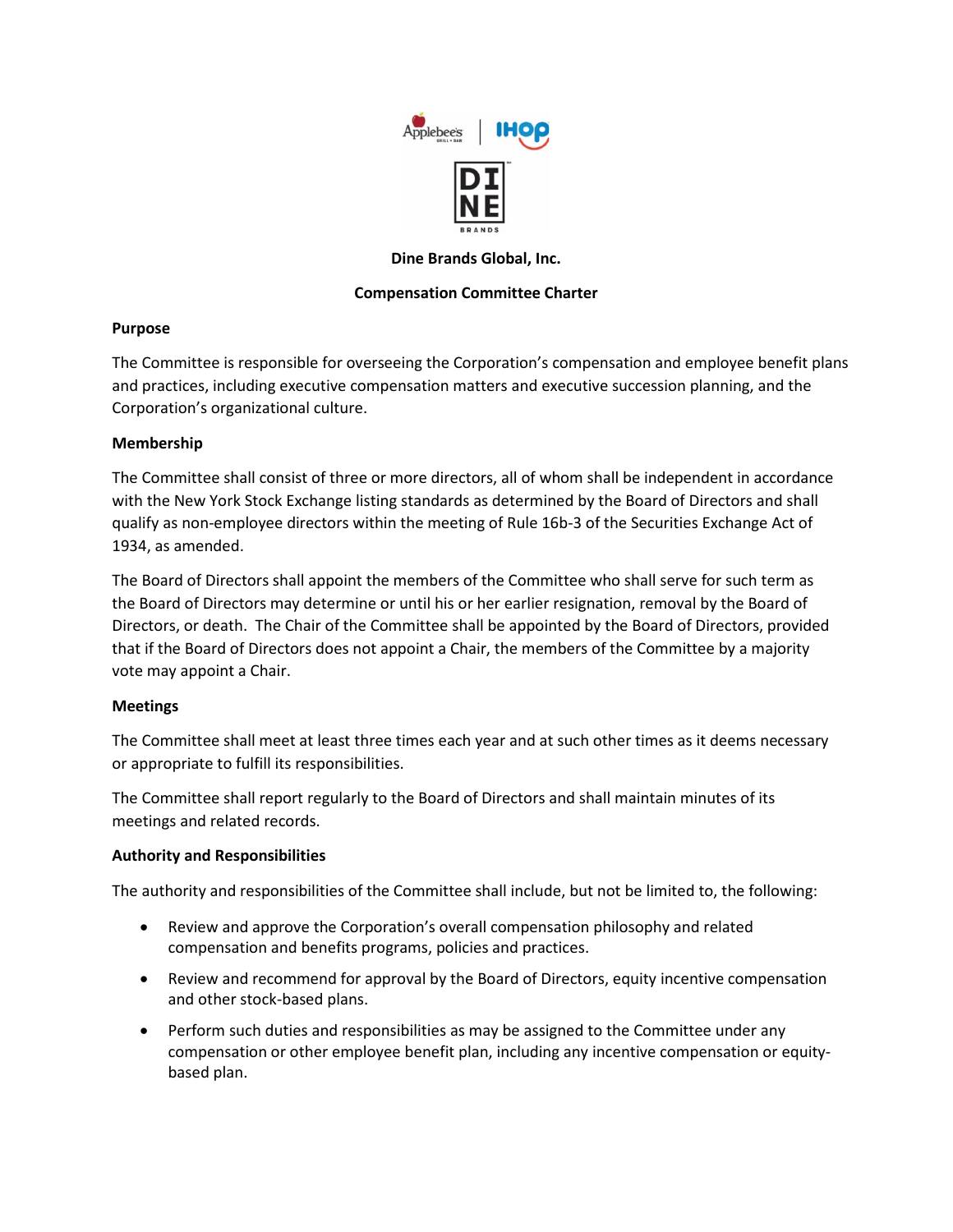**Dine Brands Global, Inc.**

**Compensation Committee Charter**

## Purpose

The Committee is responsible for overseeing the Corporation's compensation and employee benefit plans and practices, including executive compensation matters and executive succession planning, and the Corporation's organizational culture.

## Membership

The Committee shall consist of three or more directors, all of whom shall be independent in accordance with the New York Stock Exchange listing standards as determined by the Board of Directors and shall qualify as non-employee directors within the meeting of Rule 16b-3 of the Securities Exchange Act of 1934, as amended.

The Board of Directors shall appoint the members of the Committee who shall serve for such term as the Board of Directors may determine or until his or her earlier resignation, removal by the Board of Directors, or death. The Chair of the Committee shall be appointed by the Board of Directors, provided that if the Board of Directors does not appoint a Chair, the members of the Committee by a majority vote may appoint a Chair.

## Meetings

The Committee shall meet at least three times each year and at such other times as it deems necessary or appropriate to fulfill its responsibilities.

The Committee shall report regularly to the Board of Directors and shall maintain minutes of its meetings and related records.

## Authority and Responsibilities

The authority and responsibilities of the Committee shall include, but not be limited to, the following:

- Review and approve the Corporation's overall compensation philosophy and related compensation and benefits programs, policies and practices.
- Review and recommend for approval by the Board of Directors, equity incentive compensation and other stock-based plans.
- Perform such duties and responsibilities as may be assigned to the Committee under any compensation or other employee benefit plan, including any incentive compensation or equity-based plan.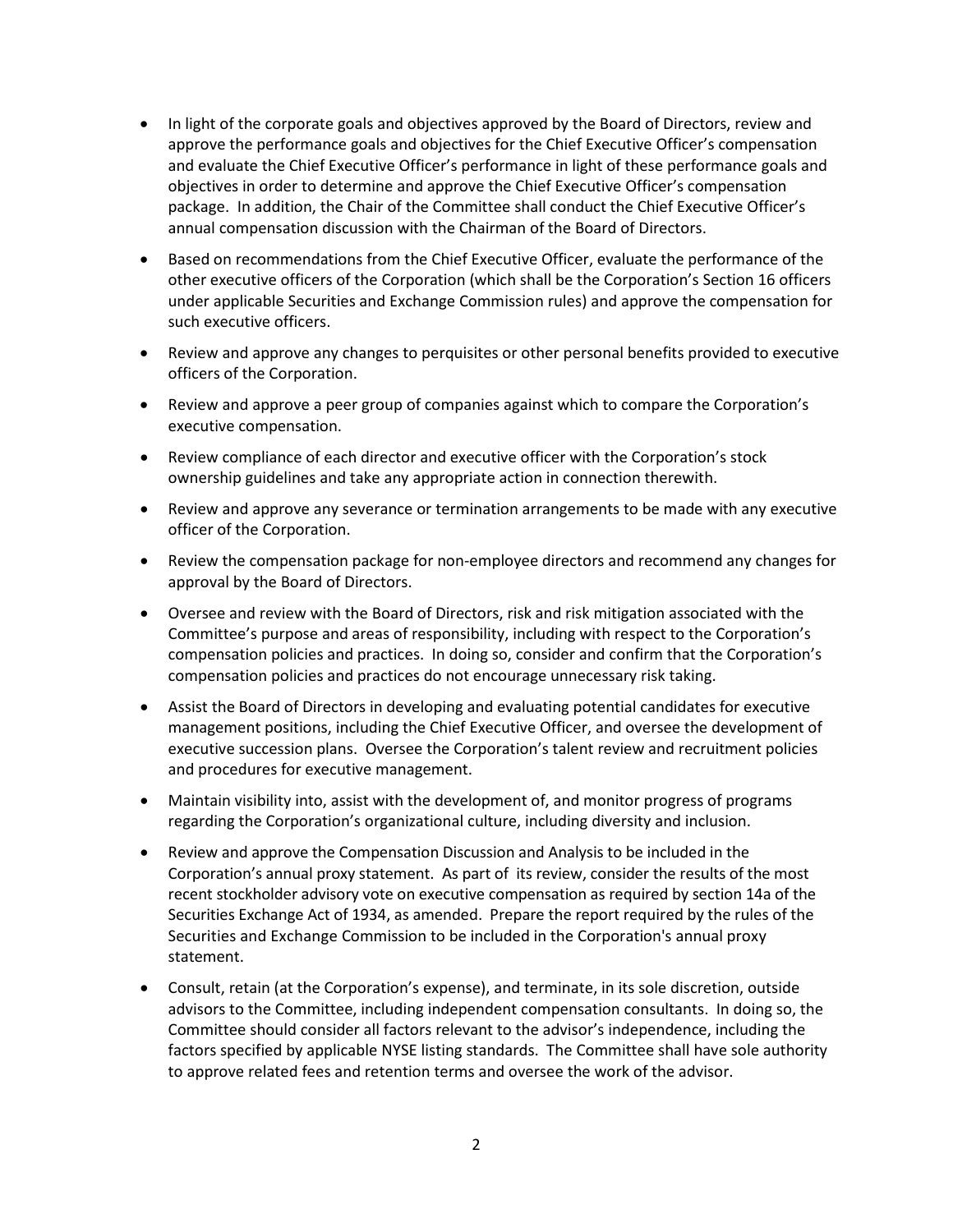- In light of the corporate goals and objectives approved by the Board of Directors, review and approve the performance goals and objectives for the Chief Executive Officer's compensation and evaluate the Chief Executive Officer's performance in light of these performance goals and objectives in order to determine and approve the Chief Executive Officer's compensation package. In addition, the Chair of the Committee shall conduct the Chief Executive Officer's annual compensation discussion with the Chairman of the Board of Directors.
- Based on recommendations from the Chief Executive Officer, evaluate the performance of the other executive officers of the Corporation (which shall be the Corporation's Section 16 officers under applicable Securities and Exchange Commission rules) and approve the compensation for such executive officers.
- Review and approve any changes to perquisites or other personal benefits provided to executive officers of the Corporation.
- Review and approve a peer group of companies against which to compare the Corporation's executive compensation.
- Review compliance of each director and executive officer with the Corporation's stock ownership guidelines and take any appropriate action in connection therewith.
- Review and approve any severance or termination arrangements to be made with any executive officer of the Corporation.
- Review the compensation package for non-employee directors and recommend any changes for approval by the Board of Directors.
- Oversee and review with the Board of Directors, risk and risk mitigation associated with the Committee's purpose and areas of responsibility, including with respect to the Corporation's compensation policies and practices. In doing so, consider and confirm that the Corporation's compensation policies and practices do not encourage unnecessary risk taking.
- Assist the Board of Directors in developing and evaluating potential candidates for executive management positions, including the Chief Executive Officer, and oversee the development of executive succession plans. Oversee the Corporation's talent review and recruitment policies and procedures for executive management.
- Maintain visibility into, assist with the development of, and monitor progress of programs regarding the Corporation's organizational culture, including diversity and inclusion.
- Review and approve the Compensation Discussion and Analysis to be included in the Corporation's annual proxy statement. As part of its review, consider the results of the most recent stockholder advisory vote on executive compensation as required by section 14a of the Securities Exchange Act of 1934, as amended. Prepare the report required by the rules of the Securities and Exchange Commission to be included in the Corporation's annual proxy statement.
- Consult, retain (at the Corporation's expense), and terminate, in its sole discretion, outside advisors to the Committee, including independent compensation consultants. In doing so, the Committee should consider all factors relevant to the advisor's independence, including the factors specified by applicable NYSE listing standards. The Committee shall have sole authority to approve related fees and retention terms and oversee the work of the advisor.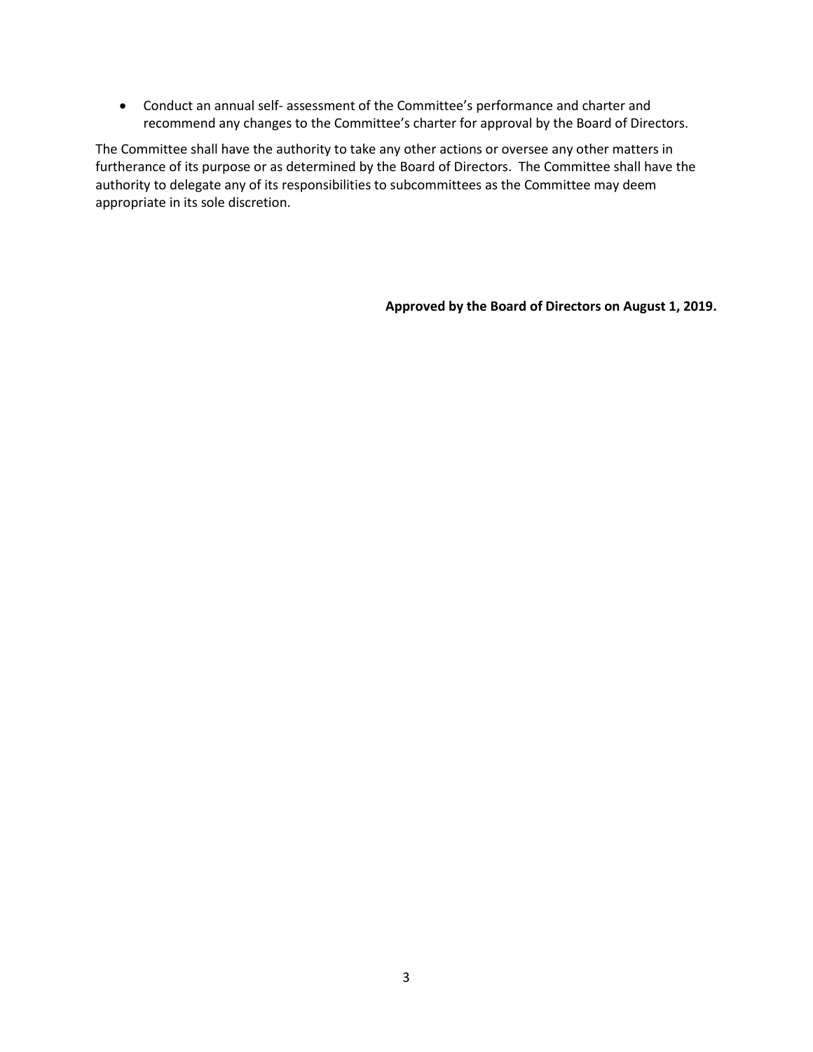- Conduct an annual self- assessment of the Committee's performance and charter and recommend any changes to the Committee's charter for approval by the Board of Directors.

The Committee shall have the authority to take any other actions or oversee any other matters in furtherance of its purpose or as determined by the Board of Directors. The Committee shall have the authority to delegate any of its responsibilities to subcommittees as the Committee may deem appropriate in its sole discretion.

**Approved by the Board of Directors on August 1, 2019.**